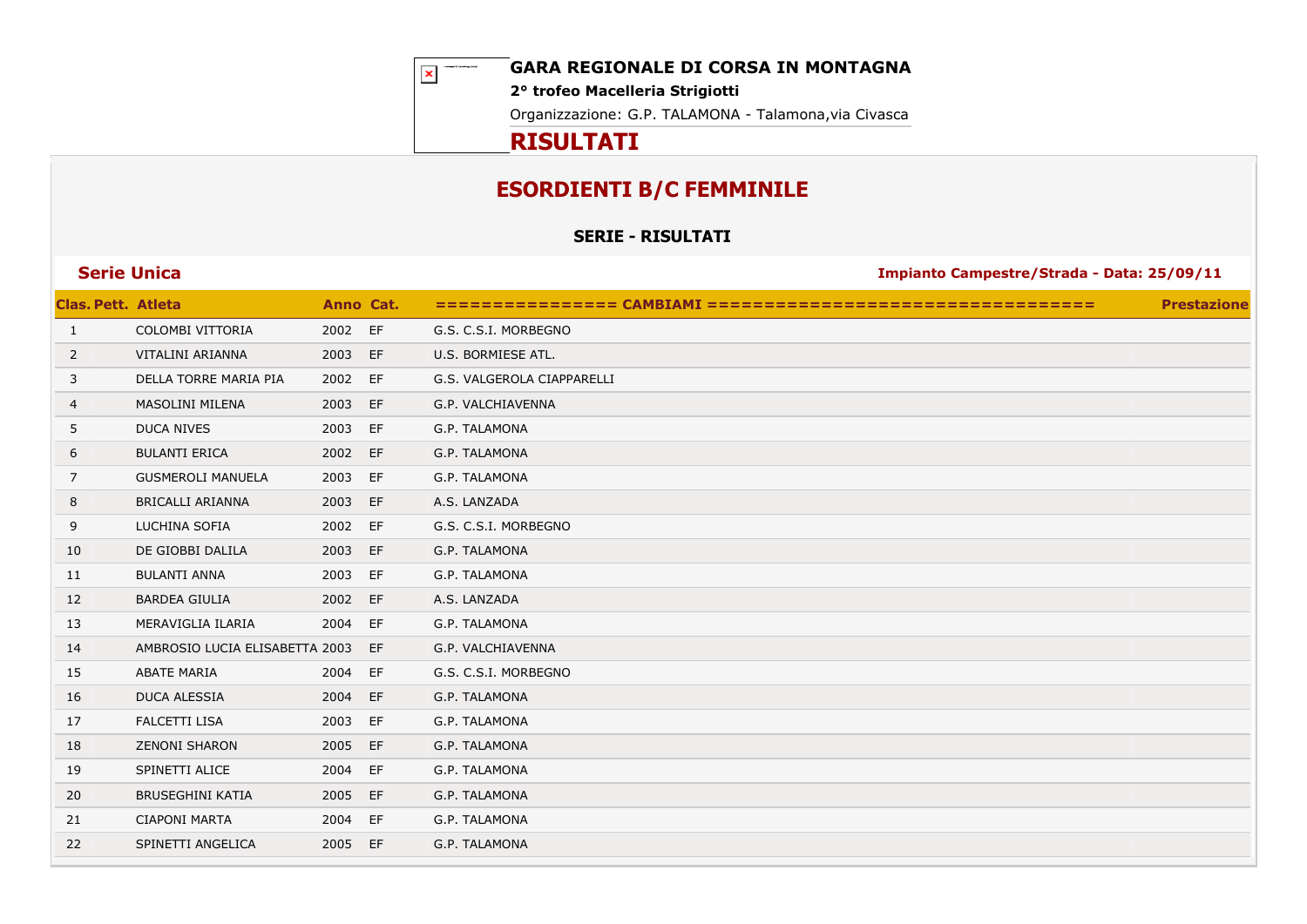# GARA REGIONALE DI CORSA IN MONTAGNA

**2° trofeo Macelleria Strigiotti**

Organizzazione: G.P. TALAMONA - Talamona,via Civasca

# RISULTATI

## ESORDIENTI B/C FEMMINILE

**SERIE - RISULTATI**

**Serie Unica** — **Impianto Campestre/Strada - Data: 25/09/11**

| Clas. | Pett. | Atleta | Anno | Cat. | =============== CAMBIAMI ================================== | Prestazione |
|---|---|---|---|---|---|---|
| 1 | | COLOMBI VITTORIA | 2002 | EF | G.S. C.S.I. MORBEGNO | |
| 2 | | VITALINI ARIANNA | 2003 | EF | U.S. BORMIESE ATL. | |
| 3 | | DELLA TORRE MARIA PIA | 2002 | EF | G.S. VALGEROLA CIAPPARELLI | |
| 4 | | MASOLINI MILENA | 2003 | EF | G.P. VALCHIAVENNA | |
| 5 | | DUCA NIVES | 2003 | EF | G.P. TALAMONA | |
| 6 | | BULANTI ERICA | 2002 | EF | G.P. TALAMONA | |
| 7 | | GUSMEROLI MANUELA | 2003 | EF | G.P. TALAMONA | |
| 8 | | BRICALLI ARIANNA | 2003 | EF | A.S. LANZADA | |
| 9 | | LUCHINA SOFIA | 2002 | EF | G.S. C.S.I. MORBEGNO | |
| 10 | | DE GIOBBI DALILA | 2003 | EF | G.P. TALAMONA | |
| 11 | | BULANTI ANNA | 2003 | EF | G.P. TALAMONA | |
| 12 | | BARDEA GIULIA | 2002 | EF | A.S. LANZADA | |
| 13 | | MERAVIGLIA ILARIA | 2004 | EF | G.P. TALAMONA | |
| 14 | | AMBROSIO LUCIA ELISABETTA | 2003 | EF | G.P. VALCHIAVENNA | |
| 15 | | ABATE MARIA | 2004 | EF | G.S. C.S.I. MORBEGNO | |
| 16 | | DUCA ALESSIA | 2004 | EF | G.P. TALAMONA | |
| 17 | | FALCETTI LISA | 2003 | EF | G.P. TALAMONA | |
| 18 | | ZENONI SHARON | 2005 | EF | G.P. TALAMONA | |
| 19 | | SPINETTI ALICE | 2004 | EF | G.P. TALAMONA | |
| 20 | | BRUSEGHINI KATIA | 2005 | EF | G.P. TALAMONA | |
| 21 | | CIAPONI MARTA | 2004 | EF | G.P. TALAMONA | |
| 22 | | SPINETTI ANGELICA | 2005 | EF | G.P. TALAMONA | |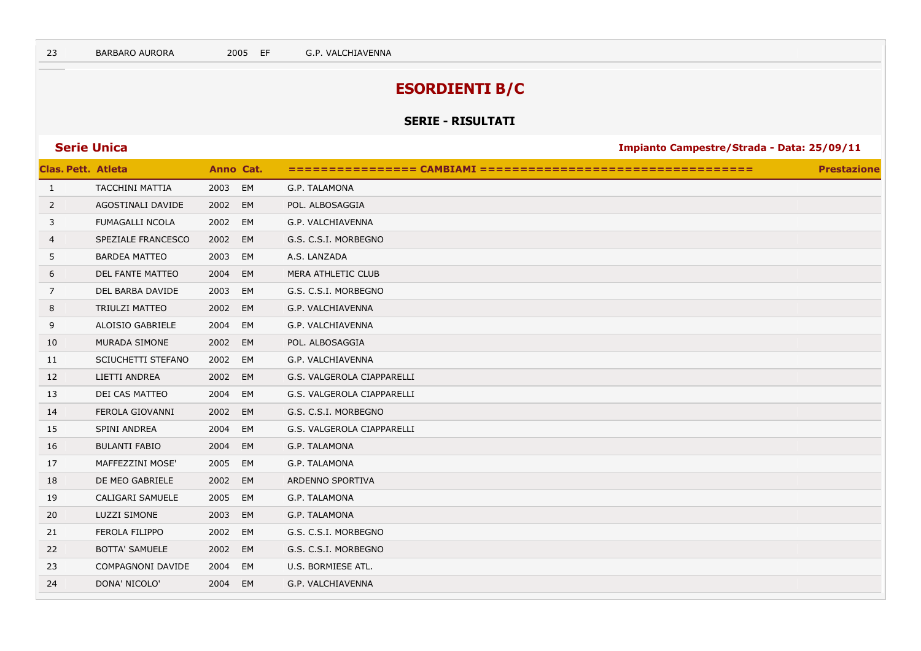| 23 | | BARBARO AURORA | 2005 | EF | G.P. VALCHIAVENNA | |
|---|---|---|---|---|---|---|

## ESORDIENTI B/C

### SERIE - RISULTATI

**Serie Unica** — **Impianto Campestre/Strada - Data: 25/09/11**

| Clas. | Pett. | Atleta | Anno | Cat. | =============== CAMBIAMI ================================== | Prestazione |
|---|---|---|---|---|---|---|
| 1 | | TACCHINI MATTIA | 2003 | EM | G.P. TALAMONA | |
| 2 | | AGOSTINALI DAVIDE | 2002 | EM | POL. ALBOSAGGIA | |
| 3 | | FUMAGALLI NCOLA | 2002 | EM | G.P. VALCHIAVENNA | |
| 4 | | SPEZIALE FRANCESCO | 2002 | EM | G.S. C.S.I. MORBEGNO | |
| 5 | | BARDEA MATTEO | 2003 | EM | A.S. LANZADA | |
| 6 | | DEL FANTE MATTEO | 2004 | EM | MERA ATHLETIC CLUB | |
| 7 | | DEL BARBA DAVIDE | 2003 | EM | G.S. C.S.I. MORBEGNO | |
| 8 | | TRIULZI MATTEO | 2002 | EM | G.P. VALCHIAVENNA | |
| 9 | | ALOISIO GABRIELE | 2004 | EM | G.P. VALCHIAVENNA | |
| 10 | | MURADA SIMONE | 2002 | EM | POL. ALBOSAGGIA | |
| 11 | | SCIUCHETTI STEFANO | 2002 | EM | G.P. VALCHIAVENNA | |
| 12 | | LIETTI ANDREA | 2002 | EM | G.S. VALGEROLA CIAPPARELLI | |
| 13 | | DEI CAS MATTEO | 2004 | EM | G.S. VALGEROLA CIAPPARELLI | |
| 14 | | FEROLA GIOVANNI | 2002 | EM | G.S. C.S.I. MORBEGNO | |
| 15 | | SPINI ANDREA | 2004 | EM | G.S. VALGEROLA CIAPPARELLI | |
| 16 | | BULANTI FABIO | 2004 | EM | G.P. TALAMONA | |
| 17 | | MAFFEZZINI MOSE' | 2005 | EM | G.P. TALAMONA | |
| 18 | | DE MEO GABRIELE | 2002 | EM | ARDENNO SPORTIVA | |
| 19 | | CALIGARI SAMUELE | 2005 | EM | G.P. TALAMONA | |
| 20 | | LUZZI SIMONE | 2003 | EM | G.P. TALAMONA | |
| 21 | | FEROLA FILIPPO | 2002 | EM | G.S. C.S.I. MORBEGNO | |
| 22 | | BOTTA' SAMUELE | 2002 | EM | G.S. C.S.I. MORBEGNO | |
| 23 | | COMPAGNONI DAVIDE | 2004 | EM | U.S. BORMIESE ATL. | |
| 24 | | DONA' NICOLO' | 2004 | EM | G.P. VALCHIAVENNA | |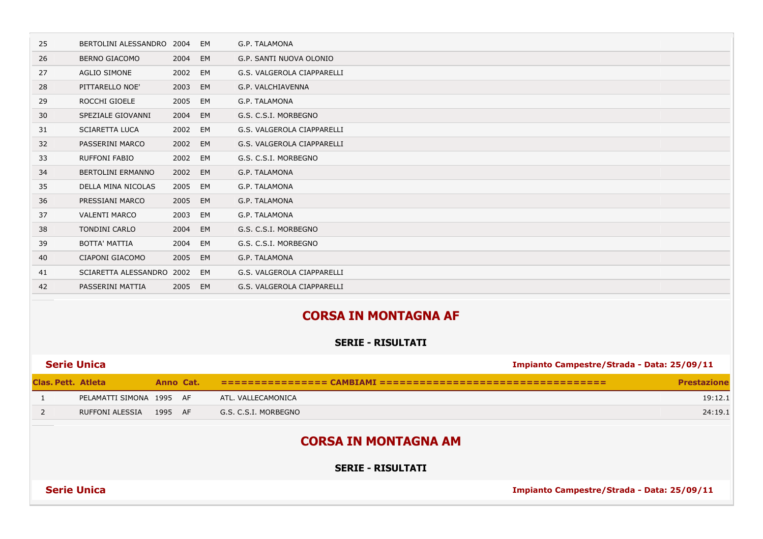| Clas. | Pett. | Atleta | Anno | Cat. | CAMBIAMI | Prestazione |
|---|---|---|---|---|---|---|
| 25 | | BERTOLINI ALESSANDRO | 2004 | EM | G.P. TALAMONA | |
| 26 | | BERNO GIACOMO | 2004 | EM | G.P. SANTI NUOVA OLONIO | |
| 27 | | AGLIO SIMONE | 2002 | EM | G.S. VALGEROLA CIAPPARELLI | |
| 28 | | PITTARELLO NOE' | 2003 | EM | G.P. VALCHIAVENNA | |
| 29 | | ROCCHI GIOELE | 2005 | EM | G.P. TALAMONA | |
| 30 | | SPEZIALE GIOVANNI | 2004 | EM | G.S. C.S.I. MORBEGNO | |
| 31 | | SCIARETTA LUCA | 2002 | EM | G.S. VALGEROLA CIAPPARELLI | |
| 32 | | PASSERINI MARCO | 2002 | EM | G.S. VALGEROLA CIAPPARELLI | |
| 33 | | RUFFONI FABIO | 2002 | EM | G.S. C.S.I. MORBEGNO | |
| 34 | | BERTOLINI ERMANNO | 2002 | EM | G.P. TALAMONA | |
| 35 | | DELLA MINA NICOLAS | 2005 | EM | G.P. TALAMONA | |
| 36 | | PRESSIANI MARCO | 2005 | EM | G.P. TALAMONA | |
| 37 | | VALENTI MARCO | 2003 | EM | G.P. TALAMONA | |
| 38 | | TONDINI CARLO | 2004 | EM | G.S. C.S.I. MORBEGNO | |
| 39 | | BOTTA' MATTIA | 2004 | EM | G.S. C.S.I. MORBEGNO | |
| 40 | | CIAPONI GIACOMO | 2005 | EM | G.P. TALAMONA | |
| 41 | | SCIARETTA ALESSANDRO | 2002 | EM | G.S. VALGEROLA CIAPPARELLI | |
| 42 | | PASSERINI MATTIA | 2005 | EM | G.S. VALGEROLA CIAPPARELLI | |

## CORSA IN MONTAGNA AF

### SERIE - RISULTATI

**Serie Unica** — **Impianto Campestre/Strada - Data: 25/09/11**

| Clas. | Pett. | Atleta | Anno | Cat. | =============== CAMBIAMI ================================= | Prestazione |
|---|---|---|---|---|---|---|
| 1 | | PELAMATTI SIMONA | 1995 | AF | ATL. VALLECAMONICA | 19:12.1 |
| 2 | | RUFFONI ALESSIA | 1995 | AF | G.S. C.S.I. MORBEGNO | 24:19.1 |

## CORSA IN MONTAGNA AM

### SERIE - RISULTATI

**Serie Unica** — **Impianto Campestre/Strada - Data: 25/09/11**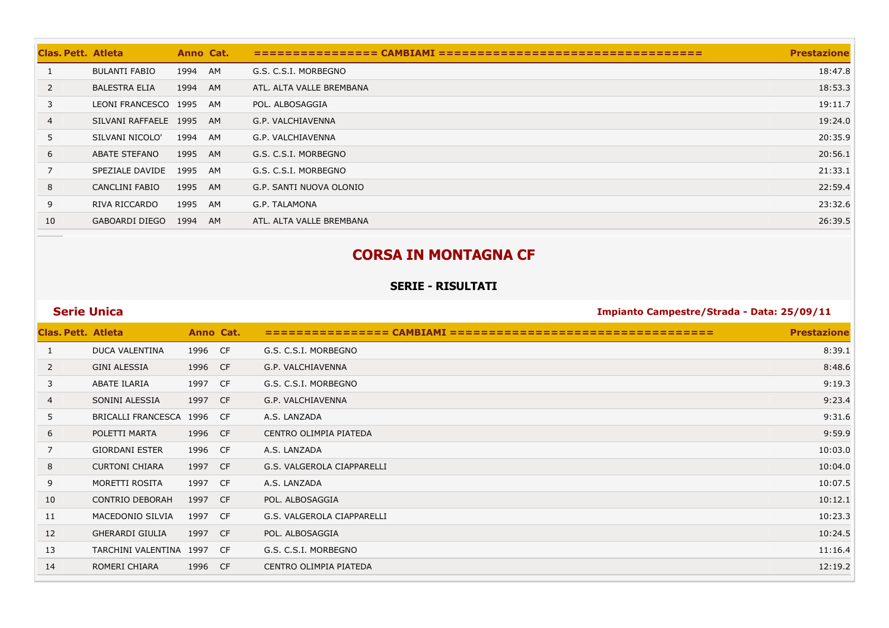| Clas. | Pett. | Atleta | Anno | Cat. | =============== CAMBIAMI ================================== | Prestazione |
|---|---|---|---|---|---|---|
| 1 | | BULANTI FABIO | 1994 | AM | G.S. C.S.I. MORBEGNO | 18:47.8 |
| 2 | | BALESTRA ELIA | 1994 | AM | ATL. ALTA VALLE BREMBANA | 18:53.3 |
| 3 | | LEONI FRANCESCO | 1995 | AM | POL. ALBOSAGGIA | 19:11.7 |
| 4 | | SILVANI RAFFAELE | 1995 | AM | G.P. VALCHIAVENNA | 19:24.0 |
| 5 | | SILVANI NICOLO' | 1994 | AM | G.P. VALCHIAVENNA | 20:35.9 |
| 6 | | ABATE STEFANO | 1995 | AM | G.S. C.S.I. MORBEGNO | 20:56.1 |
| 7 | | SPEZIALE DAVIDE | 1995 | AM | G.S. C.S.I. MORBEGNO | 21:33.1 |
| 8 | | CANCLINI FABIO | 1995 | AM | G.P. SANTI NUOVA OLONIO | 22:59.4 |
| 9 | | RIVA RICCARDO | 1995 | AM | G.P. TALAMONA | 23:32.6 |
| 10 | | GABOARDI DIEGO | 1994 | AM | ATL. ALTA VALLE BREMBANA | 26:39.5 |

## CORSA IN MONTAGNA CF

### SERIE - RISULTATI

**Serie Unica**

**Impianto Campestre/Strada - Data: 25/09/11**

| Clas. | Pett. | Atleta | Anno | Cat. | =============== CAMBIAMI ================================== | Prestazione |
|---|---|---|---|---|---|---|
| 1 | | DUCA VALENTINA | 1996 | CF | G.S. C.S.I. MORBEGNO | 8:39.1 |
| 2 | | GINI ALESSIA | 1996 | CF | G.P. VALCHIAVENNA | 8:48.6 |
| 3 | | ABATE ILARIA | 1997 | CF | G.S. C.S.I. MORBEGNO | 9:19.3 |
| 4 | | SONINI ALESSIA | 1997 | CF | G.P. VALCHIAVENNA | 9:23.4 |
| 5 | | BRICALLI FRANCESCA | 1996 | CF | A.S. LANZADA | 9:31.6 |
| 6 | | POLETTI MARTA | 1996 | CF | CENTRO OLIMPIA PIATEDA | 9:59.9 |
| 7 | | GIORDANI ESTER | 1996 | CF | A.S. LANZADA | 10:03.0 |
| 8 | | CURTONI CHIARA | 1997 | CF | G.S. VALGEROLA CIAPPARELLI | 10:04.0 |
| 9 | | MORETTI ROSITA | 1997 | CF | A.S. LANZADA | 10:07.5 |
| 10 | | CONTRIO DEBORAH | 1997 | CF | POL. ALBOSAGGIA | 10:12.1 |
| 11 | | MACEDONIO SILVIA | 1997 | CF | G.S. VALGEROLA CIAPPARELLI | 10:23.3 |
| 12 | | GHERARDI GIULIA | 1997 | CF | POL. ALBOSAGGIA | 10:24.5 |
| 13 | | TARCHINI VALENTINA | 1997 | CF | G.S. C.S.I. MORBEGNO | 11:16.4 |
| 14 | | ROMERI CHIARA | 1996 | CF | CENTRO OLIMPIA PIATEDA | 12:19.2 |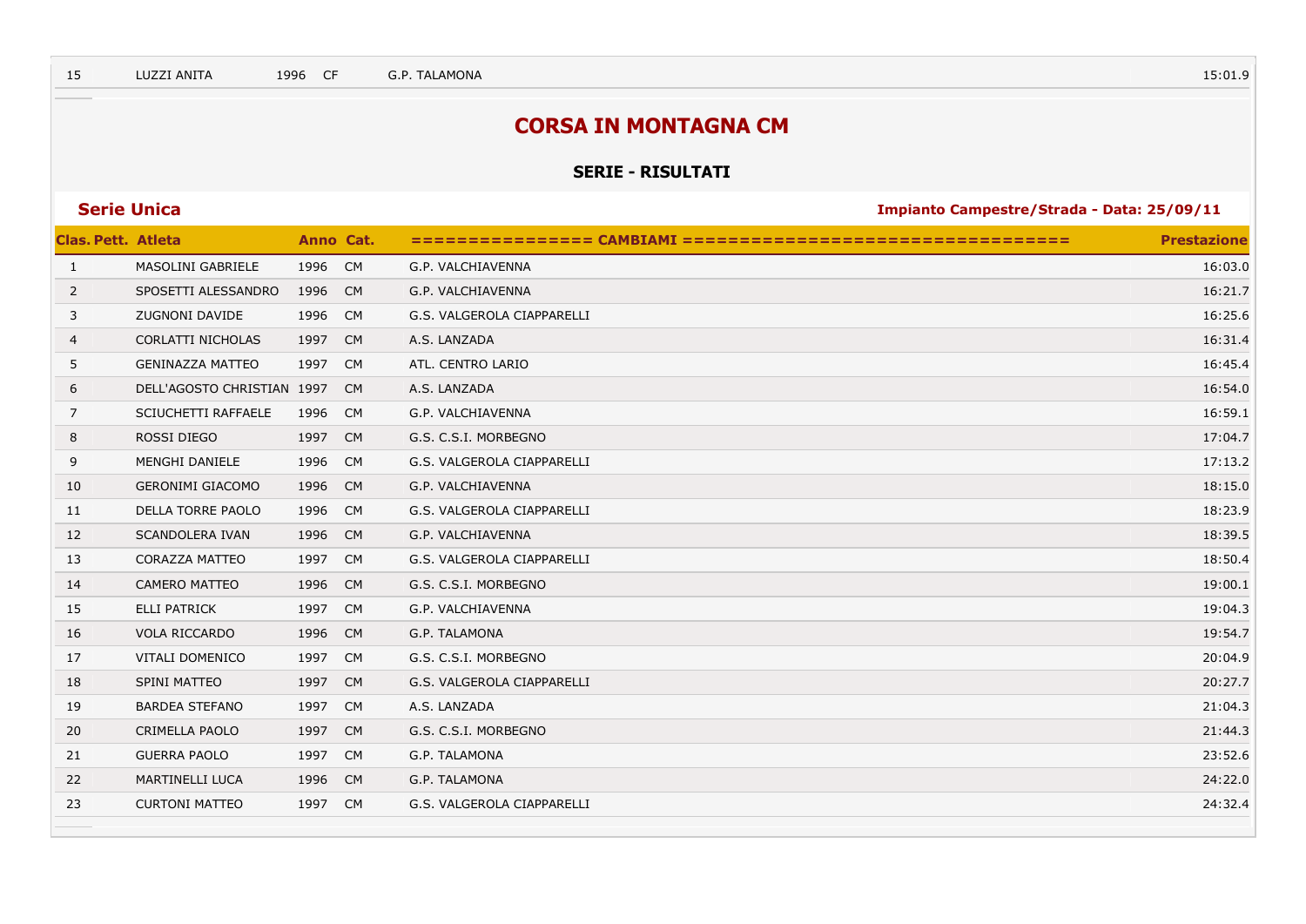| 15 | LUZZI ANITA | 1996 | CF | G.P. TALAMONA | 15:01.9 |
|---|---|---|---|---|---|

## CORSA IN MONTAGNA CM

### SERIE - RISULTATI

**Serie Unica** **Impianto Campestre/Strada - Data: 25/09/11**

| Clas. | Pett. | Atleta | Anno | Cat. | =============== CAMBIAMI ================================= | Prestazione |
|---|---|---|---|---|---|---|
| 1 | | MASOLINI GABRIELE | 1996 | CM | G.P. VALCHIAVENNA | 16:03.0 |
| 2 | | SPOSETTI ALESSANDRO | 1996 | CM | G.P. VALCHIAVENNA | 16:21.7 |
| 3 | | ZUGNONI DAVIDE | 1996 | CM | G.S. VALGEROLA CIAPPARELLI | 16:25.6 |
| 4 | | CORLATTI NICHOLAS | 1997 | CM | A.S. LANZADA | 16:31.4 |
| 5 | | GENINAZZA MATTEO | 1997 | CM | ATL. CENTRO LARIO | 16:45.4 |
| 6 | | DELL'AGOSTO CHRISTIAN | 1997 | CM | A.S. LANZADA | 16:54.0 |
| 7 | | SCIUCHETTI RAFFAELE | 1996 | CM | G.P. VALCHIAVENNA | 16:59.1 |
| 8 | | ROSSI DIEGO | 1997 | CM | G.S. C.S.I. MORBEGNO | 17:04.7 |
| 9 | | MENGHI DANIELE | 1996 | CM | G.S. VALGEROLA CIAPPARELLI | 17:13.2 |
| 10 | | GERONIMI GIACOMO | 1996 | CM | G.P. VALCHIAVENNA | 18:15.0 |
| 11 | | DELLA TORRE PAOLO | 1996 | CM | G.S. VALGEROLA CIAPPARELLI | 18:23.9 |
| 12 | | SCANDOLERA IVAN | 1996 | CM | G.P. VALCHIAVENNA | 18:39.5 |
| 13 | | CORAZZA MATTEO | 1997 | CM | G.S. VALGEROLA CIAPPARELLI | 18:50.4 |
| 14 | | CAMERO MATTEO | 1996 | CM | G.S. C.S.I. MORBEGNO | 19:00.1 |
| 15 | | ELLI PATRICK | 1997 | CM | G.P. VALCHIAVENNA | 19:04.3 |
| 16 | | VOLA RICCARDO | 1996 | CM | G.P. TALAMONA | 19:54.7 |
| 17 | | VITALI DOMENICO | 1997 | CM | G.S. C.S.I. MORBEGNO | 20:04.9 |
| 18 | | SPINI MATTEO | 1997 | CM | G.S. VALGEROLA CIAPPARELLI | 20:27.7 |
| 19 | | BARDEA STEFANO | 1997 | CM | A.S. LANZADA | 21:04.3 |
| 20 | | CRIMELLA PAOLO | 1997 | CM | G.S. C.S.I. MORBEGNO | 21:44.3 |
| 21 | | GUERRA PAOLO | 1997 | CM | G.P. TALAMONA | 23:52.6 |
| 22 | | MARTINELLI LUCA | 1996 | CM | G.P. TALAMONA | 24:22.0 |
| 23 | | CURTONI MATTEO | 1997 | CM | G.S. VALGEROLA CIAPPARELLI | 24:32.4 |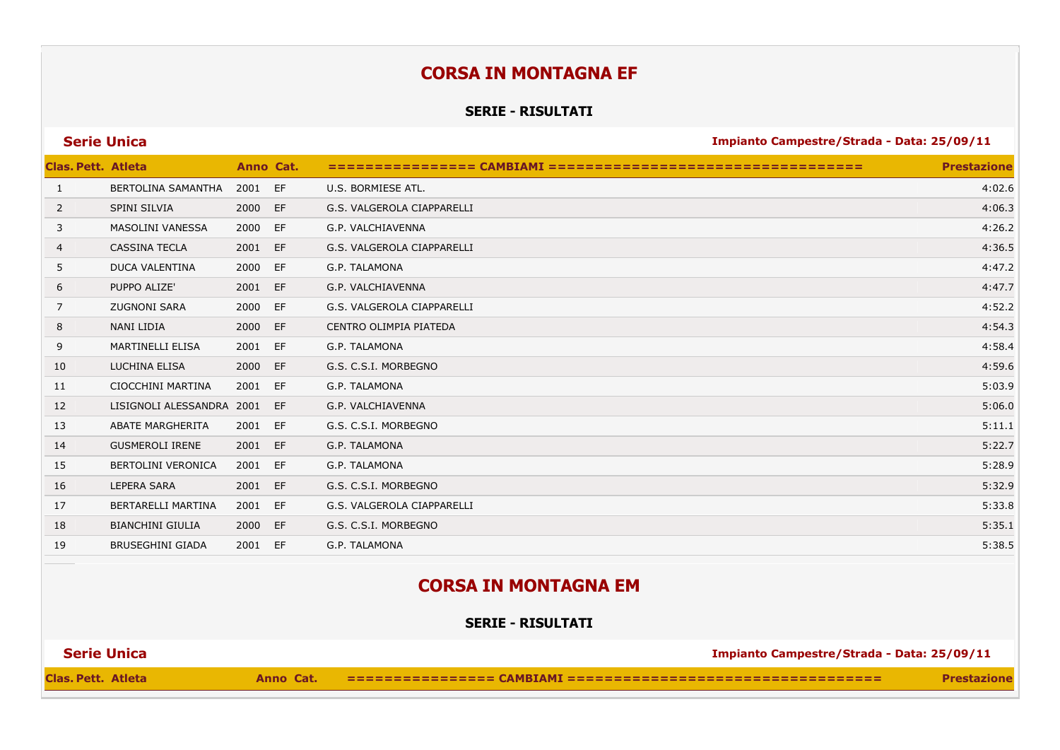# CORSA IN MONTAGNA EF

### SERIE - RISULTATI

**Serie Unica** — **Impianto Campestre/Strada - Data: 25/09/11**

| Clas. | Pett. | Atleta | Anno | Cat. | =============== CAMBIAMI ================================= | Prestazione |
|---|---|---|---|---|---|---|
| 1 | | BERTOLINA SAMANTHA | 2001 | EF | U.S. BORMIESE ATL. | 4:02.6 |
| 2 | | SPINI SILVIA | 2000 | EF | G.S. VALGEROLA CIAPPARELLI | 4:06.3 |
| 3 | | MASOLINI VANESSA | 2000 | EF | G.P. VALCHIAVENNA | 4:26.2 |
| 4 | | CASSINA TECLA | 2001 | EF | G.S. VALGEROLA CIAPPARELLI | 4:36.5 |
| 5 | | DUCA VALENTINA | 2000 | EF | G.P. TALAMONA | 4:47.2 |
| 6 | | PUPPO ALIZE' | 2001 | EF | G.P. VALCHIAVENNA | 4:47.7 |
| 7 | | ZUGNONI SARA | 2000 | EF | G.S. VALGEROLA CIAPPARELLI | 4:52.2 |
| 8 | | NANI LIDIA | 2000 | EF | CENTRO OLIMPIA PIATEDA | 4:54.3 |
| 9 | | MARTINELLI ELISA | 2001 | EF | G.P. TALAMONA | 4:58.4 |
| 10 | | LUCHINA ELISA | 2000 | EF | G.S. C.S.I. MORBEGNO | 4:59.6 |
| 11 | | CIOCCHINI MARTINA | 2001 | EF | G.P. TALAMONA | 5:03.9 |
| 12 | | LISIGNOLI ALESSANDRA | 2001 | EF | G.P. VALCHIAVENNA | 5:06.0 |
| 13 | | ABATE MARGHERITA | 2001 | EF | G.S. C.S.I. MORBEGNO | 5:11.1 |
| 14 | | GUSMEROLI IRENE | 2001 | EF | G.P. TALAMONA | 5:22.7 |
| 15 | | BERTOLINI VERONICA | 2001 | EF | G.P. TALAMONA | 5:28.9 |
| 16 | | LEPERA SARA | 2001 | EF | G.S. C.S.I. MORBEGNO | 5:32.9 |
| 17 | | BERTARELLI MARTINA | 2001 | EF | G.S. VALGEROLA CIAPPARELLI | 5:33.8 |
| 18 | | BIANCHINI GIULIA | 2000 | EF | G.S. C.S.I. MORBEGNO | 5:35.1 |
| 19 | | BRUSEGHINI GIADA | 2001 | EF | G.P. TALAMONA | 5:38.5 |

# CORSA IN MONTAGNA EM

### SERIE - RISULTATI

**Serie Unica** — **Impianto Campestre/Strada - Data: 25/09/11**

| Clas. | Pett. | Atleta | Anno | Cat. | =============== CAMBIAMI ================================= | Prestazione |
|---|---|---|---|---|---|---|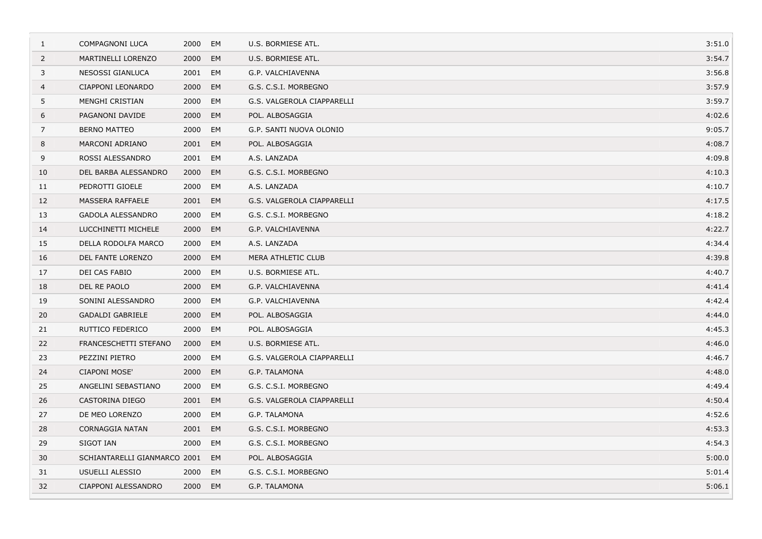| | | | | | |
|---|---|---|---|---|---|
| 1 | COMPAGNONI LUCA | 2000 | EM | U.S. BORMIESE ATL. | 3:51.0 |
| 2 | MARTINELLI LORENZO | 2000 | EM | U.S. BORMIESE ATL. | 3:54.7 |
| 3 | NESOSSI GIANLUCA | 2001 | EM | G.P. VALCHIAVENNA | 3:56.8 |
| 4 | CIAPPONI LEONARDO | 2000 | EM | G.S. C.S.I. MORBEGNO | 3:57.9 |
| 5 | MENGHI CRISTIAN | 2000 | EM | G.S. VALGEROLA CIAPPARELLI | 3:59.7 |
| 6 | PAGANONI DAVIDE | 2000 | EM | POL. ALBOSAGGIA | 4:02.6 |
| 7 | BERNO MATTEO | 2000 | EM | G.P. SANTI NUOVA OLONIO | 9:05.7 |
| 8 | MARCONI ADRIANO | 2001 | EM | POL. ALBOSAGGIA | 4:08.7 |
| 9 | ROSSI ALESSANDRO | 2001 | EM | A.S. LANZADA | 4:09.8 |
| 10 | DEL BARBA ALESSANDRO | 2000 | EM | G.S. C.S.I. MORBEGNO | 4:10.3 |
| 11 | PEDROTTI GIOELE | 2000 | EM | A.S. LANZADA | 4:10.7 |
| 12 | MASSERA RAFFAELE | 2001 | EM | G.S. VALGEROLA CIAPPARELLI | 4:17.5 |
| 13 | GADOLA ALESSANDRO | 2000 | EM | G.S. C.S.I. MORBEGNO | 4:18.2 |
| 14 | LUCCHINETTI MICHELE | 2000 | EM | G.P. VALCHIAVENNA | 4:22.7 |
| 15 | DELLA RODOLFA MARCO | 2000 | EM | A.S. LANZADA | 4:34.4 |
| 16 | DEL FANTE LORENZO | 2000 | EM | MERA ATHLETIC CLUB | 4:39.8 |
| 17 | DEI CAS FABIO | 2000 | EM | U.S. BORMIESE ATL. | 4:40.7 |
| 18 | DEL RE PAOLO | 2000 | EM | G.P. VALCHIAVENNA | 4:41.4 |
| 19 | SONINI ALESSANDRO | 2000 | EM | G.P. VALCHIAVENNA | 4:42.4 |
| 20 | GADALDI GABRIELE | 2000 | EM | POL. ALBOSAGGIA | 4:44.0 |
| 21 | RUTTICO FEDERICO | 2000 | EM | POL. ALBOSAGGIA | 4:45.3 |
| 22 | FRANCESCHETTI STEFANO | 2000 | EM | U.S. BORMIESE ATL. | 4:46.0 |
| 23 | PEZZINI PIETRO | 2000 | EM | G.S. VALGEROLA CIAPPARELLI | 4:46.7 |
| 24 | CIAPONI MOSE' | 2000 | EM | G.P. TALAMONA | 4:48.0 |
| 25 | ANGELINI SEBASTIANO | 2000 | EM | G.S. C.S.I. MORBEGNO | 4:49.4 |
| 26 | CASTORINA DIEGO | 2001 | EM | G.S. VALGEROLA CIAPPARELLI | 4:50.4 |
| 27 | DE MEO LORENZO | 2000 | EM | G.P. TALAMONA | 4:52.6 |
| 28 | CORNAGGIA NATAN | 2001 | EM | G.S. C.S.I. MORBEGNO | 4:53.3 |
| 29 | SIGOT IAN | 2000 | EM | G.S. C.S.I. MORBEGNO | 4:54.3 |
| 30 | SCHIANTARELLI GIANMARCO | 2001 | EM | POL. ALBOSAGGIA | 5:00.0 |
| 31 | USUELLI ALESSIO | 2000 | EM | G.S. C.S.I. MORBEGNO | 5:01.4 |
| 32 | CIAPPONI ALESSANDRO | 2000 | EM | G.P. TALAMONA | 5:06.1 |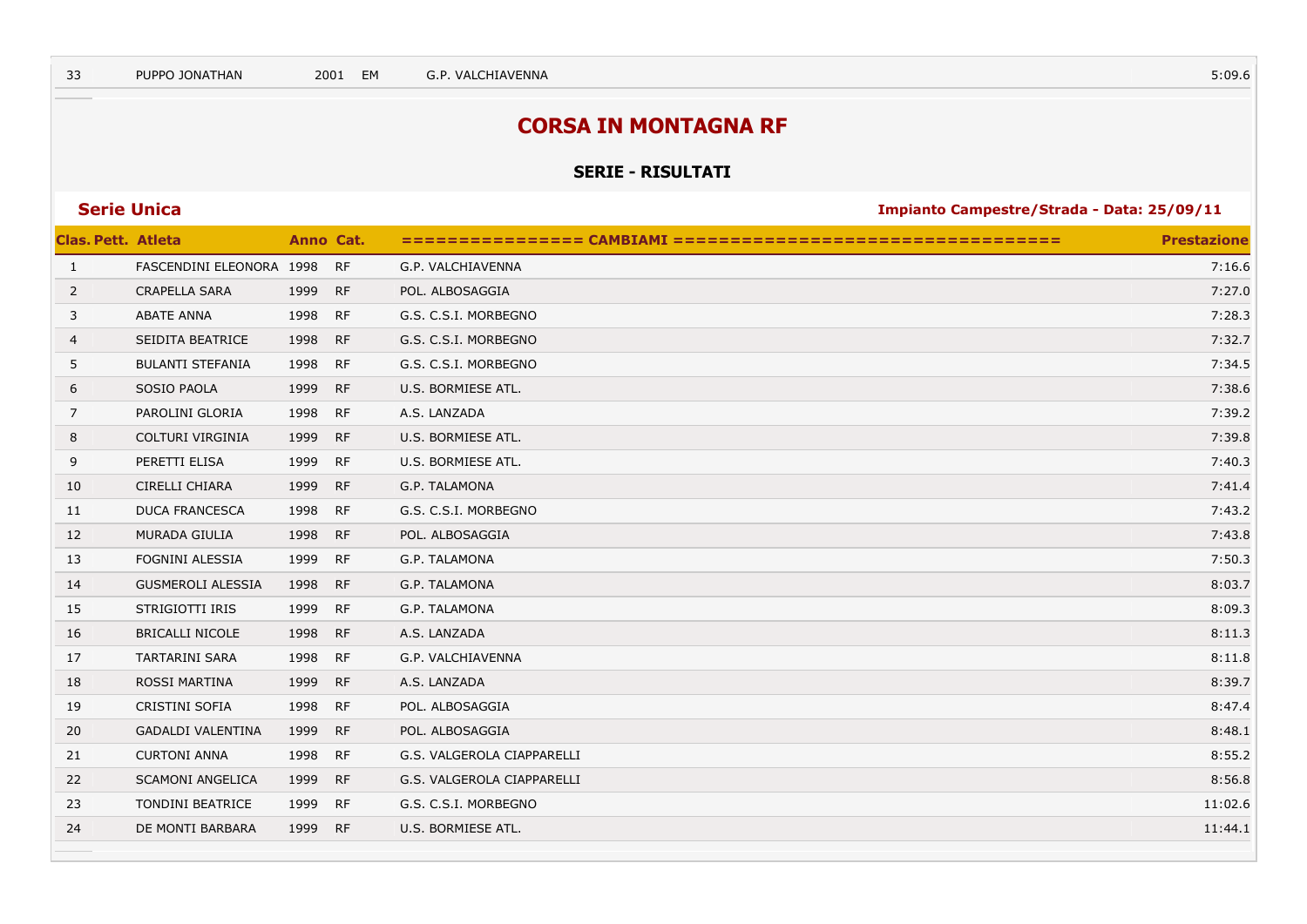| 33 | | PUPPO JONATHAN | 2001 | EM | G.P. VALCHIAVENNA | 5:09.6 |
|---|---|---|---|---|---|---|

## CORSA IN MONTAGNA RF

### SERIE - RISULTATI

**Serie Unica** — **Impianto Campestre/Strada - Data: 25/09/11**

| Clas. | Pett. | Atleta | Anno | Cat. | =============== CAMBIAMI ================================== | Prestazione |
|---|---|---|---|---|---|---|
| 1 | | FASCENDINI ELEONORA | 1998 | RF | G.P. VALCHIAVENNA | 7:16.6 |
| 2 | | CRAPELLA SARA | 1999 | RF | POL. ALBOSAGGIA | 7:27.0 |
| 3 | | ABATE ANNA | 1998 | RF | G.S. C.S.I. MORBEGNO | 7:28.3 |
| 4 | | SEIDITA BEATRICE | 1998 | RF | G.S. C.S.I. MORBEGNO | 7:32.7 |
| 5 | | BULANTI STEFANIA | 1998 | RF | G.S. C.S.I. MORBEGNO | 7:34.5 |
| 6 | | SOSIO PAOLA | 1999 | RF | U.S. BORMIESE ATL. | 7:38.6 |
| 7 | | PAROLINI GLORIA | 1998 | RF | A.S. LANZADA | 7:39.2 |
| 8 | | COLTURI VIRGINIA | 1999 | RF | U.S. BORMIESE ATL. | 7:39.8 |
| 9 | | PERETTI ELISA | 1999 | RF | U.S. BORMIESE ATL. | 7:40.3 |
| 10 | | CIRELLI CHIARA | 1999 | RF | G.P. TALAMONA | 7:41.4 |
| 11 | | DUCA FRANCESCA | 1998 | RF | G.S. C.S.I. MORBEGNO | 7:43.2 |
| 12 | | MURADA GIULIA | 1998 | RF | POL. ALBOSAGGIA | 7:43.8 |
| 13 | | FOGNINI ALESSIA | 1999 | RF | G.P. TALAMONA | 7:50.3 |
| 14 | | GUSMEROLI ALESSIA | 1998 | RF | G.P. TALAMONA | 8:03.7 |
| 15 | | STRIGIOTTI IRIS | 1999 | RF | G.P. TALAMONA | 8:09.3 |
| 16 | | BRICALLI NICOLE | 1998 | RF | A.S. LANZADA | 8:11.3 |
| 17 | | TARTARINI SARA | 1998 | RF | G.P. VALCHIAVENNA | 8:11.8 |
| 18 | | ROSSI MARTINA | 1999 | RF | A.S. LANZADA | 8:39.7 |
| 19 | | CRISTINI SOFIA | 1998 | RF | POL. ALBOSAGGIA | 8:47.4 |
| 20 | | GADALDI VALENTINA | 1999 | RF | POL. ALBOSAGGIA | 8:48.1 |
| 21 | | CURTONI ANNA | 1998 | RF | G.S. VALGEROLA CIAPPARELLI | 8:55.2 |
| 22 | | SCAMONI ANGELICA | 1999 | RF | G.S. VALGEROLA CIAPPARELLI | 8:56.8 |
| 23 | | TONDINI BEATRICE | 1999 | RF | G.S. C.S.I. MORBEGNO | 11:02.6 |
| 24 | | DE MONTI BARBARA | 1999 | RF | U.S. BORMIESE ATL. | 11:44.1 |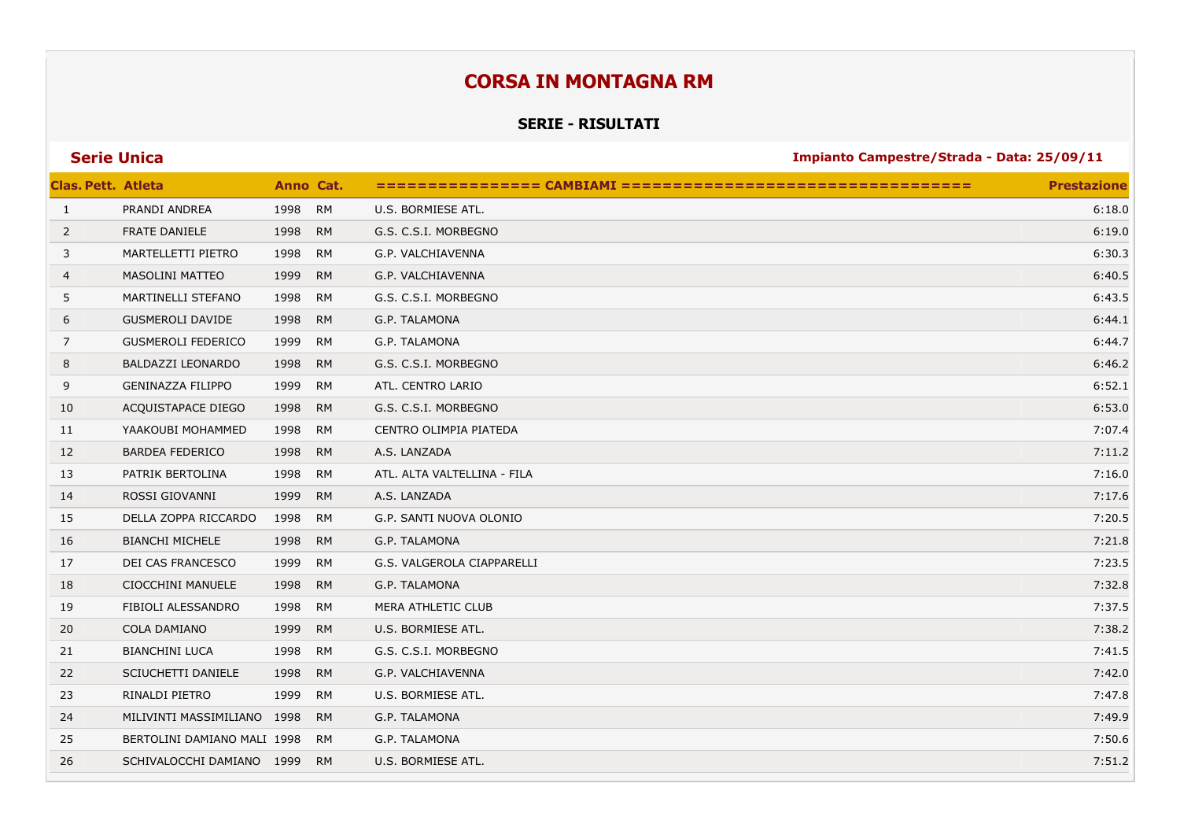# CORSA IN MONTAGNA RM

## SERIE - RISULTATI

**Serie Unica** **Impianto Campestre/Strada - Data: 25/09/11**

| Clas. | Pett. | Atleta | Anno | Cat. | ================ CAMBIAMI ================================== | Prestazione |
|---|---|---|---|---|---|---|
| 1 | | PRANDI ANDREA | 1998 | RM | U.S. BORMIESE ATL. | 6:18.0 |
| 2 | | FRATE DANIELE | 1998 | RM | G.S. C.S.I. MORBEGNO | 6:19.0 |
| 3 | | MARTELLETTI PIETRO | 1998 | RM | G.P. VALCHIAVENNA | 6:30.3 |
| 4 | | MASOLINI MATTEO | 1999 | RM | G.P. VALCHIAVENNA | 6:40.5 |
| 5 | | MARTINELLI STEFANO | 1998 | RM | G.S. C.S.I. MORBEGNO | 6:43.5 |
| 6 | | GUSMEROLI DAVIDE | 1998 | RM | G.P. TALAMONA | 6:44.1 |
| 7 | | GUSMEROLI FEDERICO | 1999 | RM | G.P. TALAMONA | 6:44.7 |
| 8 | | BALDAZZI LEONARDO | 1998 | RM | G.S. C.S.I. MORBEGNO | 6:46.2 |
| 9 | | GENINAZZA FILIPPO | 1999 | RM | ATL. CENTRO LARIO | 6:52.1 |
| 10 | | ACQUISTAPACE DIEGO | 1998 | RM | G.S. C.S.I. MORBEGNO | 6:53.0 |
| 11 | | YAAKOUBI MOHAMMED | 1998 | RM | CENTRO OLIMPIA PIATEDA | 7:07.4 |
| 12 | | BARDEA FEDERICO | 1998 | RM | A.S. LANZADA | 7:11.2 |
| 13 | | PATRIK BERTOLINA | 1998 | RM | ATL. ALTA VALTELLINA - FILA | 7:16.0 |
| 14 | | ROSSI GIOVANNI | 1999 | RM | A.S. LANZADA | 7:17.6 |
| 15 | | DELLA ZOPPA RICCARDO | 1998 | RM | G.P. SANTI NUOVA OLONIO | 7:20.5 |
| 16 | | BIANCHI MICHELE | 1998 | RM | G.P. TALAMONA | 7:21.8 |
| 17 | | DEI CAS FRANCESCO | 1999 | RM | G.S. VALGEROLA CIAPPARELLI | 7:23.5 |
| 18 | | CIOCCHINI MANUELE | 1998 | RM | G.P. TALAMONA | 7:32.8 |
| 19 | | FIBIOLI ALESSANDRO | 1998 | RM | MERA ATHLETIC CLUB | 7:37.5 |
| 20 | | COLA DAMIANO | 1999 | RM | U.S. BORMIESE ATL. | 7:38.2 |
| 21 | | BIANCHINI LUCA | 1998 | RM | G.S. C.S.I. MORBEGNO | 7:41.5 |
| 22 | | SCIUCHETTI DANIELE | 1998 | RM | G.P. VALCHIAVENNA | 7:42.0 |
| 23 | | RINALDI PIETRO | 1999 | RM | U.S. BORMIESE ATL. | 7:47.8 |
| 24 | | MILIVINTI MASSIMILIANO | 1998 | RM | G.P. TALAMONA | 7:49.9 |
| 25 | | BERTOLINI DAMIANO MALI | 1998 | RM | G.P. TALAMONA | 7:50.6 |
| 26 | | SCHIVALOCCHI DAMIANO | 1999 | RM | U.S. BORMIESE ATL. | 7:51.2 |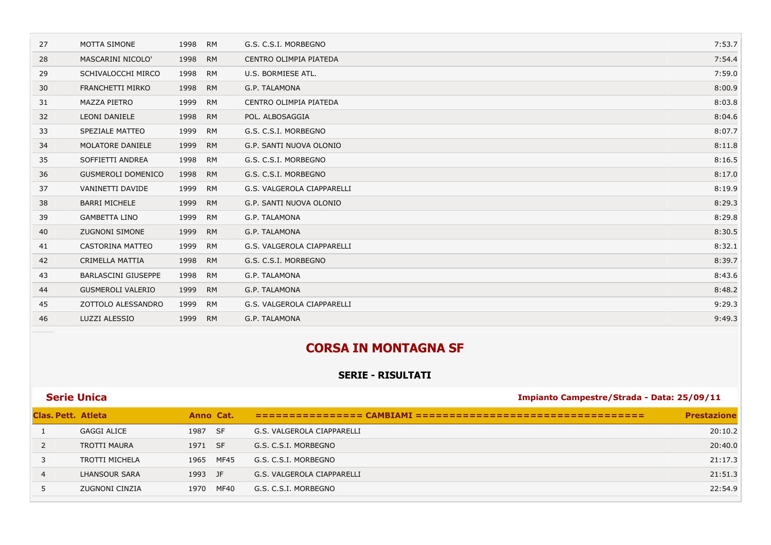| | | | | | |
|---|---|---|---|---|---|
| 27 | MOTTA SIMONE | 1998 | RM | G.S. C.S.I. MORBEGNO | 7:53.7 |
| 28 | MASCARINI NICOLO' | 1998 | RM | CENTRO OLIMPIA PIATEDA | 7:54.4 |
| 29 | SCHIVALOCCHI MIRCO | 1998 | RM | U.S. BORMIESE ATL. | 7:59.0 |
| 30 | FRANCHETTI MIRKO | 1998 | RM | G.P. TALAMONA | 8:00.9 |
| 31 | MAZZA PIETRO | 1999 | RM | CENTRO OLIMPIA PIATEDA | 8:03.8 |
| 32 | LEONI DANIELE | 1998 | RM | POL. ALBOSAGGIA | 8:04.6 |
| 33 | SPEZIALE MATTEO | 1999 | RM | G.S. C.S.I. MORBEGNO | 8:07.7 |
| 34 | MOLATORE DANIELE | 1999 | RM | G.P. SANTI NUOVA OLONIO | 8:11.8 |
| 35 | SOFFIETTI ANDREA | 1998 | RM | G.S. C.S.I. MORBEGNO | 8:16.5 |
| 36 | GUSMEROLI DOMENICO | 1998 | RM | G.S. C.S.I. MORBEGNO | 8:17.0 |
| 37 | VANINETTI DAVIDE | 1999 | RM | G.S. VALGEROLA CIAPPARELLI | 8:19.9 |
| 38 | BARRI MICHELE | 1999 | RM | G.P. SANTI NUOVA OLONIO | 8:29.3 |
| 39 | GAMBETTA LINO | 1999 | RM | G.P. TALAMONA | 8:29.8 |
| 40 | ZUGNONI SIMONE | 1999 | RM | G.P. TALAMONA | 8:30.5 |
| 41 | CASTORINA MATTEO | 1999 | RM | G.S. VALGEROLA CIAPPARELLI | 8:32.1 |
| 42 | CRIMELLA MATTIA | 1998 | RM | G.S. C.S.I. MORBEGNO | 8:39.7 |
| 43 | BARLASCINI GIUSEPPE | 1998 | RM | G.P. TALAMONA | 8:43.6 |
| 44 | GUSMEROLI VALERIO | 1999 | RM | G.P. TALAMONA | 8:48.2 |
| 45 | ZOTTOLO ALESSANDRO | 1999 | RM | G.S. VALGEROLA CIAPPARELLI | 9:29.3 |
| 46 | LUZZI ALESSIO | 1999 | RM | G.P. TALAMONA | 9:49.3 |

## CORSA IN MONTAGNA SF

### SERIE - RISULTATI

**Serie Unica** — **Impianto Campestre/Strada - Data: 25/09/11**

| Clas. Pett. | Atleta | Anno | Cat. | =============== CAMBIAMI ================================= | Prestazione |
|---|---|---|---|---|---|
| 1 | GAGGI ALICE | 1987 | SF | G.S. VALGEROLA CIAPPARELLI | 20:10.2 |
| 2 | TROTTI MAURA | 1971 | SF | G.S. C.S.I. MORBEGNO | 20:40.0 |
| 3 | TROTTI MICHELA | 1965 | MF45 | G.S. C.S.I. MORBEGNO | 21:17.3 |
| 4 | LHANSOUR SARA | 1993 | JF | G.S. VALGEROLA CIAPPARELLI | 21:51.3 |
| 5 | ZUGNONI CINZIA | 1970 | MF40 | G.S. C.S.I. MORBEGNO | 22:54.9 |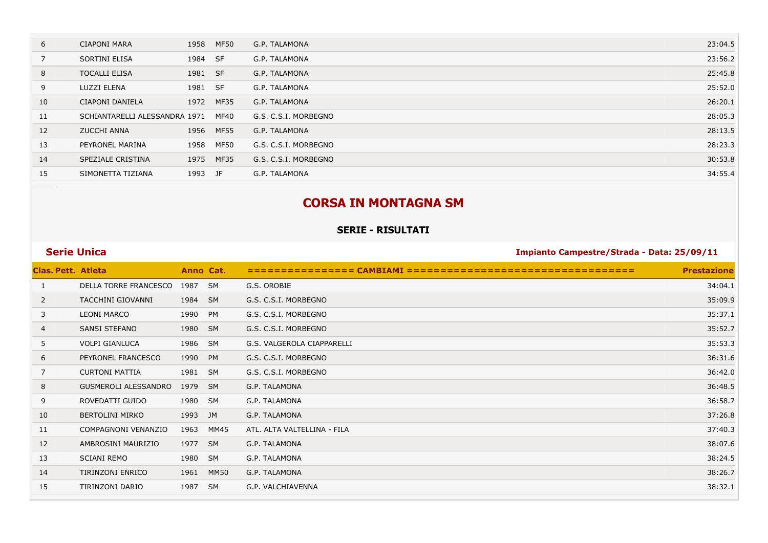| | | | | | |
|---|---|---|---|---|---|
| 6 | CIAPONI MARA | 1958 | MF50 | G.P. TALAMONA | 23:04.5 |
| 7 | SORTINI ELISA | 1984 | SF | G.P. TALAMONA | 23:56.2 |
| 8 | TOCALLI ELISA | 1981 | SF | G.P. TALAMONA | 25:45.8 |
| 9 | LUZZI ELENA | 1981 | SF | G.P. TALAMONA | 25:52.0 |
| 10 | CIAPONI DANIELA | 1972 | MF35 | G.P. TALAMONA | 26:20.1 |
| 11 | SCHIANTARELLI ALESSANDRA | 1971 | MF40 | G.S. C.S.I. MORBEGNO | 28:05.3 |
| 12 | ZUCCHI ANNA | 1956 | MF55 | G.P. TALAMONA | 28:13.5 |
| 13 | PEYRONEL MARINA | 1958 | MF50 | G.S. C.S.I. MORBEGNO | 28:23.3 |
| 14 | SPEZIALE CRISTINA | 1975 | MF35 | G.S. C.S.I. MORBEGNO | 30:53.8 |
| 15 | SIMONETTA TIZIANA | 1993 | JF | G.P. TALAMONA | 34:55.4 |

# CORSA IN MONTAGNA SM

### SERIE - RISULTATI

**Serie Unica** — **Impianto Campestre/Strada - Data: 25/09/11**

| Clas. Pett. | Atleta | Anno | Cat. | =============== CAMBIAMI ================================= | Prestazione |
|---|---|---|---|---|---|
| 1 | DELLA TORRE FRANCESCO | 1987 | SM | G.S. OROBIE | 34:04.1 |
| 2 | TACCHINI GIOVANNI | 1984 | SM | G.S. C.S.I. MORBEGNO | 35:09.9 |
| 3 | LEONI MARCO | 1990 | PM | G.S. C.S.I. MORBEGNO | 35:37.1 |
| 4 | SANSI STEFANO | 1980 | SM | G.S. C.S.I. MORBEGNO | 35:52.7 |
| 5 | VOLPI GIANLUCA | 1986 | SM | G.S. VALGEROLA CIAPPARELLI | 35:53.3 |
| 6 | PEYRONEL FRANCESCO | 1990 | PM | G.S. C.S.I. MORBEGNO | 36:31.6 |
| 7 | CURTONI MATTIA | 1981 | SM | G.S. C.S.I. MORBEGNO | 36:42.0 |
| 8 | GUSMEROLI ALESSANDRO | 1979 | SM | G.P. TALAMONA | 36:48.5 |
| 9 | ROVEDATTI GUIDO | 1980 | SM | G.P. TALAMONA | 36:58.7 |
| 10 | BERTOLINI MIRKO | 1993 | JM | G.P. TALAMONA | 37:26.8 |
| 11 | COMPAGNONI VENANZIO | 1963 | MM45 | ATL. ALTA VALTELLINA - FILA | 37:40.3 |
| 12 | AMBROSINI MAURIZIO | 1977 | SM | G.P. TALAMONA | 38:07.6 |
| 13 | SCIANI REMO | 1980 | SM | G.P. TALAMONA | 38:24.5 |
| 14 | TIRINZONI ENRICO | 1961 | MM50 | G.P. TALAMONA | 38:26.7 |
| 15 | TIRINZONI DARIO | 1987 | SM | G.P. VALCHIAVENNA | 38:32.1 |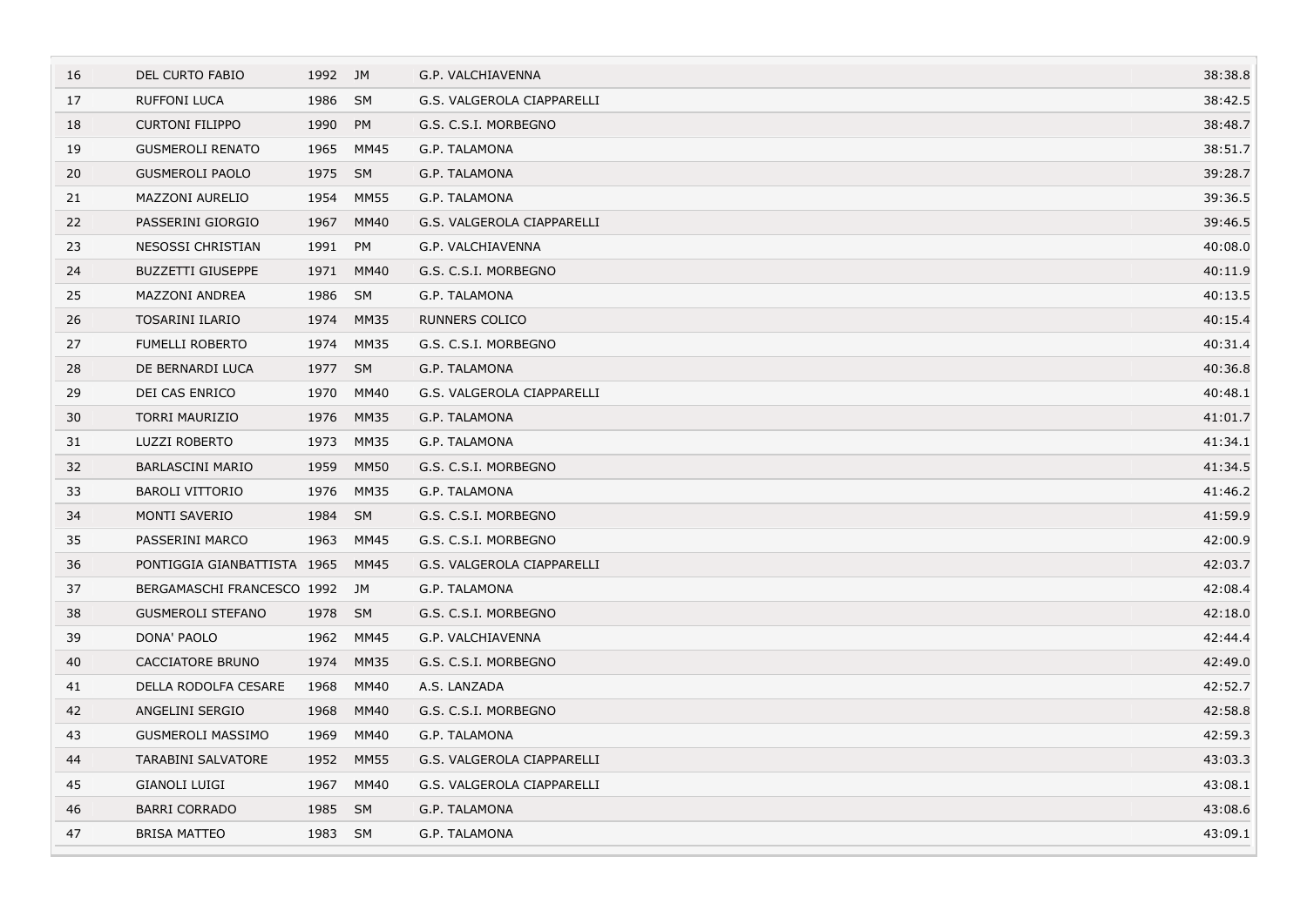| 16 | DEL CURTO FABIO | 1992 | JM | G.P. VALCHIAVENNA | 38:38.8 |
|---|---|---|---|---|---|
| 17 | RUFFONI LUCA | 1986 | SM | G.S. VALGEROLA CIAPPARELLI | 38:42.5 |
| 18 | CURTONI FILIPPO | 1990 | PM | G.S. C.S.I. MORBEGNO | 38:48.7 |
| 19 | GUSMEROLI RENATO | 1965 | MM45 | G.P. TALAMONA | 38:51.7 |
| 20 | GUSMEROLI PAOLO | 1975 | SM | G.P. TALAMONA | 39:28.7 |
| 21 | MAZZONI AURELIO | 1954 | MM55 | G.P. TALAMONA | 39:36.5 |
| 22 | PASSERINI GIORGIO | 1967 | MM40 | G.S. VALGEROLA CIAPPARELLI | 39:46.5 |
| 23 | NESOSSI CHRISTIAN | 1991 | PM | G.P. VALCHIAVENNA | 40:08.0 |
| 24 | BUZZETTI GIUSEPPE | 1971 | MM40 | G.S. C.S.I. MORBEGNO | 40:11.9 |
| 25 | MAZZONI ANDREA | 1986 | SM | G.P. TALAMONA | 40:13.5 |
| 26 | TOSARINI ILARIO | 1974 | MM35 | RUNNERS COLICO | 40:15.4 |
| 27 | FUMELLI ROBERTO | 1974 | MM35 | G.S. C.S.I. MORBEGNO | 40:31.4 |
| 28 | DE BERNARDI LUCA | 1977 | SM | G.P. TALAMONA | 40:36.8 |
| 29 | DEI CAS ENRICO | 1970 | MM40 | G.S. VALGEROLA CIAPPARELLI | 40:48.1 |
| 30 | TORRI MAURIZIO | 1976 | MM35 | G.P. TALAMONA | 41:01.7 |
| 31 | LUZZI ROBERTO | 1973 | MM35 | G.P. TALAMONA | 41:34.1 |
| 32 | BARLASCINI MARIO | 1959 | MM50 | G.S. C.S.I. MORBEGNO | 41:34.5 |
| 33 | BAROLI VITTORIO | 1976 | MM35 | G.P. TALAMONA | 41:46.2 |
| 34 | MONTI SAVERIO | 1984 | SM | G.S. C.S.I. MORBEGNO | 41:59.9 |
| 35 | PASSERINI MARCO | 1963 | MM45 | G.S. C.S.I. MORBEGNO | 42:00.9 |
| 36 | PONTIGGIA GIANBATTISTA | 1965 | MM45 | G.S. VALGEROLA CIAPPARELLI | 42:03.7 |
| 37 | BERGAMASCHI FRANCESCO | 1992 | JM | G.P. TALAMONA | 42:08.4 |
| 38 | GUSMEROLI STEFANO | 1978 | SM | G.S. C.S.I. MORBEGNO | 42:18.0 |
| 39 | DONA' PAOLO | 1962 | MM45 | G.P. VALCHIAVENNA | 42:44.4 |
| 40 | CACCIATORE BRUNO | 1974 | MM35 | G.S. C.S.I. MORBEGNO | 42:49.0 |
| 41 | DELLA RODOLFA CESARE | 1968 | MM40 | A.S. LANZADA | 42:52.7 |
| 42 | ANGELINI SERGIO | 1968 | MM40 | G.S. C.S.I. MORBEGNO | 42:58.8 |
| 43 | GUSMEROLI MASSIMO | 1969 | MM40 | G.P. TALAMONA | 42:59.3 |
| 44 | TARABINI SALVATORE | 1952 | MM55 | G.S. VALGEROLA CIAPPARELLI | 43:03.3 |
| 45 | GIANOLI LUIGI | 1967 | MM40 | G.S. VALGEROLA CIAPPARELLI | 43:08.1 |
| 46 | BARRI CORRADO | 1985 | SM | G.P. TALAMONA | 43:08.6 |
| 47 | BRISA MATTEO | 1983 | SM | G.P. TALAMONA | 43:09.1 |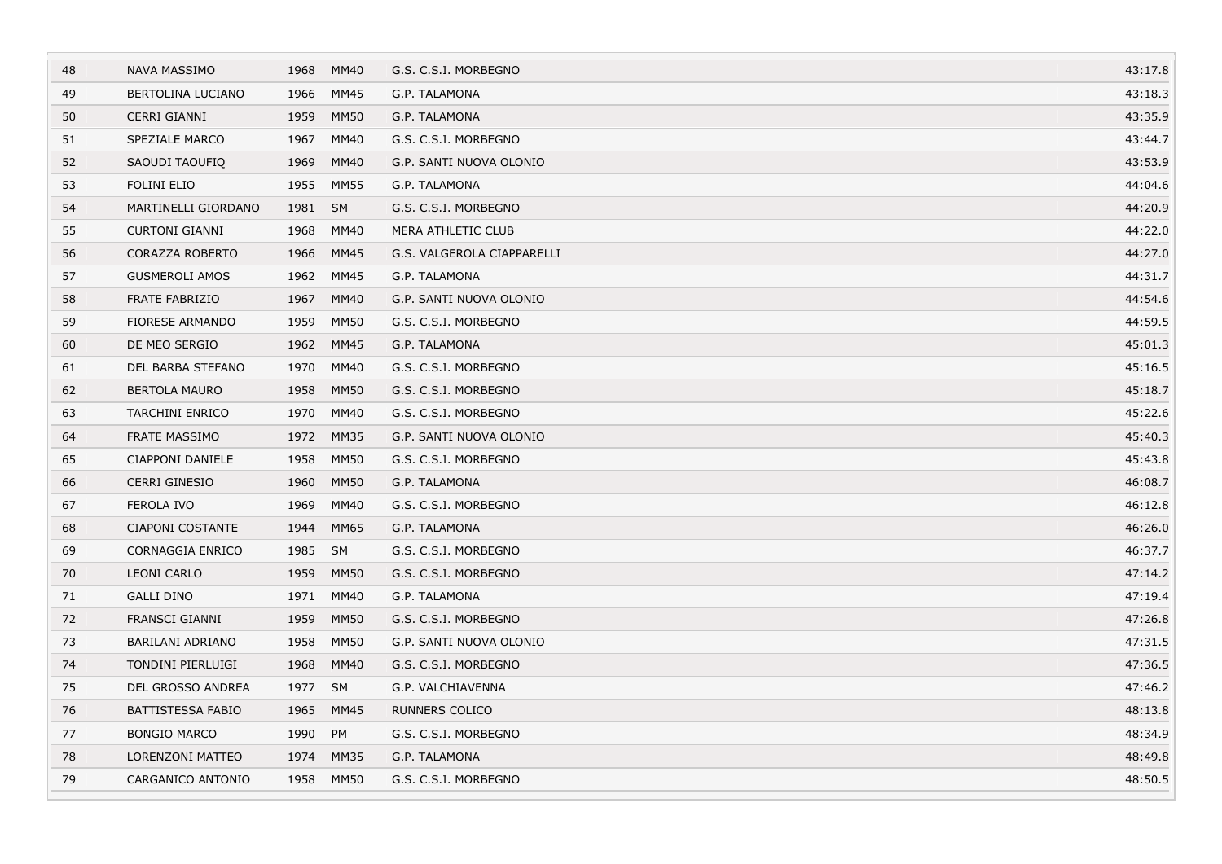| | | | | | |
|---|---|---|---|---|---|
| 48 | NAVA MASSIMO | 1968 | MM40 | G.S. C.S.I. MORBEGNO | 43:17.8 |
| 49 | BERTOLINA LUCIANO | 1966 | MM45 | G.P. TALAMONA | 43:18.3 |
| 50 | CERRI GIANNI | 1959 | MM50 | G.P. TALAMONA | 43:35.9 |
| 51 | SPEZIALE MARCO | 1967 | MM40 | G.S. C.S.I. MORBEGNO | 43:44.7 |
| 52 | SAOUDI TAOUFIQ | 1969 | MM40 | G.P. SANTI NUOVA OLONIO | 43:53.9 |
| 53 | FOLINI ELIO | 1955 | MM55 | G.P. TALAMONA | 44:04.6 |
| 54 | MARTINELLI GIORDANO | 1981 | SM | G.S. C.S.I. MORBEGNO | 44:20.9 |
| 55 | CURTONI GIANNI | 1968 | MM40 | MERA ATHLETIC CLUB | 44:22.0 |
| 56 | CORAZZA ROBERTO | 1966 | MM45 | G.S. VALGEROLA CIAPPARELLI | 44:27.0 |
| 57 | GUSMEROLI AMOS | 1962 | MM45 | G.P. TALAMONA | 44:31.7 |
| 58 | FRATE FABRIZIO | 1967 | MM40 | G.P. SANTI NUOVA OLONIO | 44:54.6 |
| 59 | FIORESE ARMANDO | 1959 | MM50 | G.S. C.S.I. MORBEGNO | 44:59.5 |
| 60 | DE MEO SERGIO | 1962 | MM45 | G.P. TALAMONA | 45:01.3 |
| 61 | DEL BARBA STEFANO | 1970 | MM40 | G.S. C.S.I. MORBEGNO | 45:16.5 |
| 62 | BERTOLA MAURO | 1958 | MM50 | G.S. C.S.I. MORBEGNO | 45:18.7 |
| 63 | TARCHINI ENRICO | 1970 | MM40 | G.S. C.S.I. MORBEGNO | 45:22.6 |
| 64 | FRATE MASSIMO | 1972 | MM35 | G.P. SANTI NUOVA OLONIO | 45:40.3 |
| 65 | CIAPPONI DANIELE | 1958 | MM50 | G.S. C.S.I. MORBEGNO | 45:43.8 |
| 66 | CERRI GINESIO | 1960 | MM50 | G.P. TALAMONA | 46:08.7 |
| 67 | FEROLA IVO | 1969 | MM40 | G.S. C.S.I. MORBEGNO | 46:12.8 |
| 68 | CIAPONI COSTANTE | 1944 | MM65 | G.P. TALAMONA | 46:26.0 |
| 69 | CORNAGGIA ENRICO | 1985 | SM | G.S. C.S.I. MORBEGNO | 46:37.7 |
| 70 | LEONI CARLO | 1959 | MM50 | G.S. C.S.I. MORBEGNO | 47:14.2 |
| 71 | GALLI DINO | 1971 | MM40 | G.P. TALAMONA | 47:19.4 |
| 72 | FRANSCI GIANNI | 1959 | MM50 | G.S. C.S.I. MORBEGNO | 47:26.8 |
| 73 | BARILANI ADRIANO | 1958 | MM50 | G.P. SANTI NUOVA OLONIO | 47:31.5 |
| 74 | TONDINI PIERLUIGI | 1968 | MM40 | G.S. C.S.I. MORBEGNO | 47:36.5 |
| 75 | DEL GROSSO ANDREA | 1977 | SM | G.P. VALCHIAVENNA | 47:46.2 |
| 76 | BATTISTESSA FABIO | 1965 | MM45 | RUNNERS COLICO | 48:13.8 |
| 77 | BONGIO MARCO | 1990 | PM | G.S. C.S.I. MORBEGNO | 48:34.9 |
| 78 | LORENZONI MATTEO | 1974 | MM35 | G.P. TALAMONA | 48:49.8 |
| 79 | CARGANICO ANTONIO | 1958 | MM50 | G.S. C.S.I. MORBEGNO | 48:50.5 |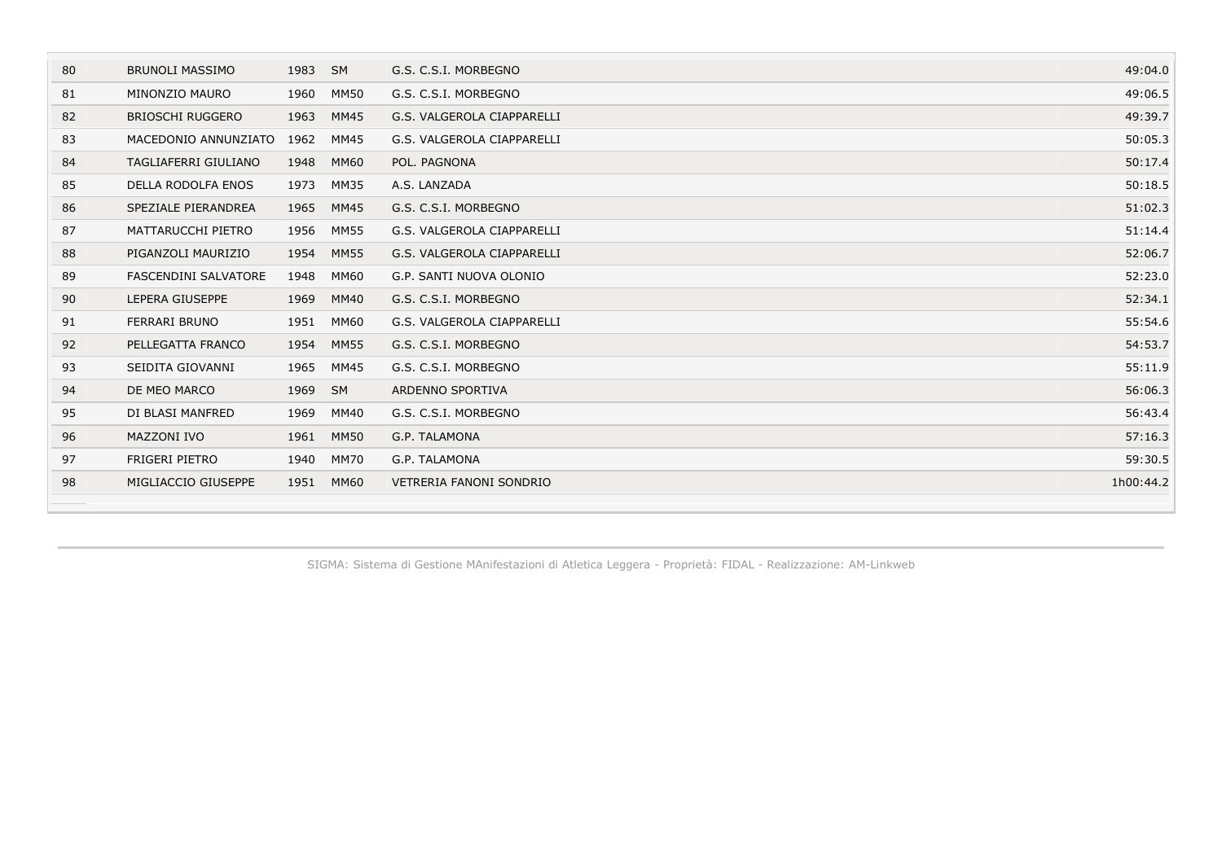| | | | | | |
|---|---|---|---|---|---|
| 80 | BRUNOLI MASSIMO | 1983 | SM | G.S. C.S.I. MORBEGNO | 49:04.0 |
| 81 | MINONZIO MAURO | 1960 | MM50 | G.S. C.S.I. MORBEGNO | 49:06.5 |
| 82 | BRIOSCHI RUGGERO | 1963 | MM45 | G.S. VALGEROLA CIAPPARELLI | 49:39.7 |
| 83 | MACEDONIO ANNUNZIATO | 1962 | MM45 | G.S. VALGEROLA CIAPPARELLI | 50:05.3 |
| 84 | TAGLIAFERRI GIULIANO | 1948 | MM60 | POL. PAGNONA | 50:17.4 |
| 85 | DELLA RODOLFA ENOS | 1973 | MM35 | A.S. LANZADA | 50:18.5 |
| 86 | SPEZIALE PIERANDREA | 1965 | MM45 | G.S. C.S.I. MORBEGNO | 51:02.3 |
| 87 | MATTARUCCHI PIETRO | 1956 | MM55 | G.S. VALGEROLA CIAPPARELLI | 51:14.4 |
| 88 | PIGANZOLI MAURIZIO | 1954 | MM55 | G.S. VALGEROLA CIAPPARELLI | 52:06.7 |
| 89 | FASCENDINI SALVATORE | 1948 | MM60 | G.P. SANTI NUOVA OLONIO | 52:23.0 |
| 90 | LEPERA GIUSEPPE | 1969 | MM40 | G.S. C.S.I. MORBEGNO | 52:34.1 |
| 91 | FERRARI BRUNO | 1951 | MM60 | G.S. VALGEROLA CIAPPARELLI | 55:54.6 |
| 92 | PELLEGATTA FRANCO | 1954 | MM55 | G.S. C.S.I. MORBEGNO | 54:53.7 |
| 93 | SEIDITA GIOVANNI | 1965 | MM45 | G.S. C.S.I. MORBEGNO | 55:11.9 |
| 94 | DE MEO MARCO | 1969 | SM | ARDENNO SPORTIVA | 56:06.3 |
| 95 | DI BLASI MANFRED | 1969 | MM40 | G.S. C.S.I. MORBEGNO | 56:43.4 |
| 96 | MAZZONI IVO | 1961 | MM50 | G.P. TALAMONA | 57:16.3 |
| 97 | FRIGERI PIETRO | 1940 | MM70 | G.P. TALAMONA | 59:30.5 |
| 98 | MIGLIACCIO GIUSEPPE | 1951 | MM60 | VETRERIA FANONI SONDRIO | 1h00:44.2 |

SIGMA: Sistema di Gestione MAnifestazioni di Atletica Leggera - Proprietà: FIDAL - Realizzazione: AM-Linkweb